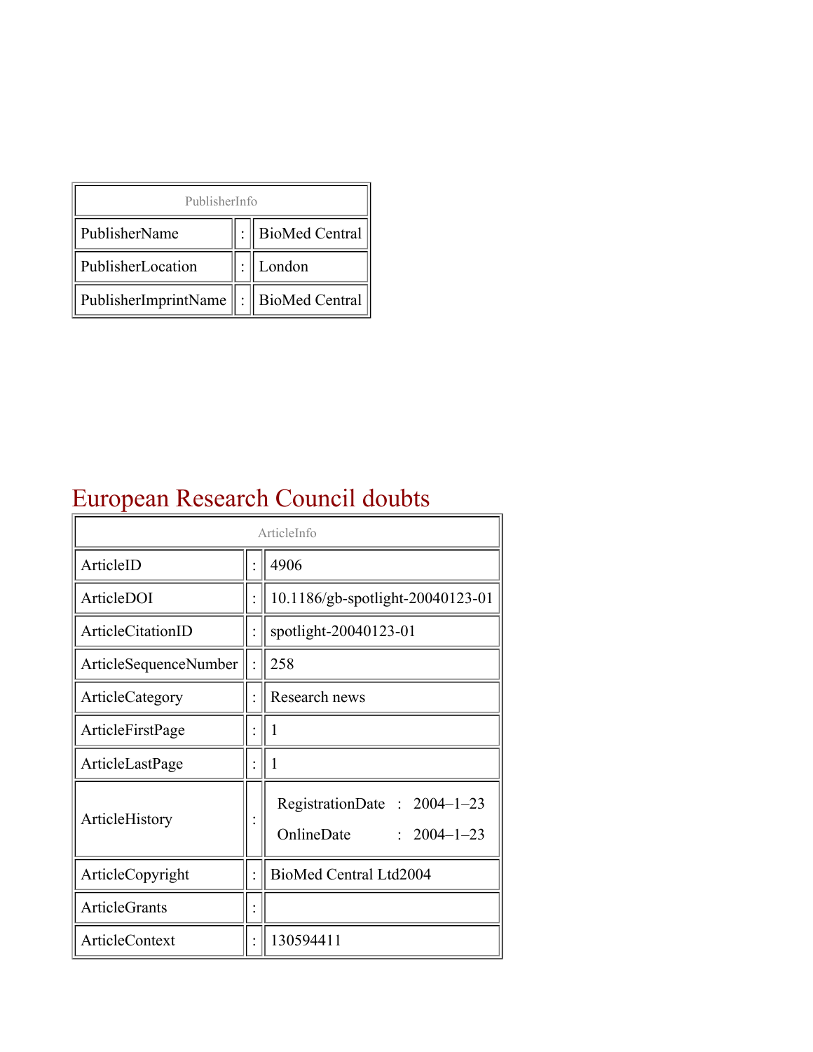| PublisherInfo | | |
|---|---|---|
| PublisherName | : | BioMed Central |
| PublisherLocation | : | London |
| PublisherImprintName | : | BioMed Central |

# European Research Council doubts

| ArticleInfo | | |
|---|---|---|
| ArticleID | : | 4906 |
| ArticleDOI | : | 10.1186/gb-spotlight-20040123-01 |
| ArticleCitationID | : | spotlight-20040123-01 |
| ArticleSequenceNumber | : | 258 |
| ArticleCategory | : | Research news |
| ArticleFirstPage | : | 1 |
| ArticleLastPage | : | 1 |
| ArticleHistory | : | RegistrationDate : 2004–1–23<br>OnlineDate : 2004–1–23 |
| ArticleCopyright | : | BioMed Central Ltd2004 |
| ArticleGrants | : | |
| ArticleContext | : | 130594411 |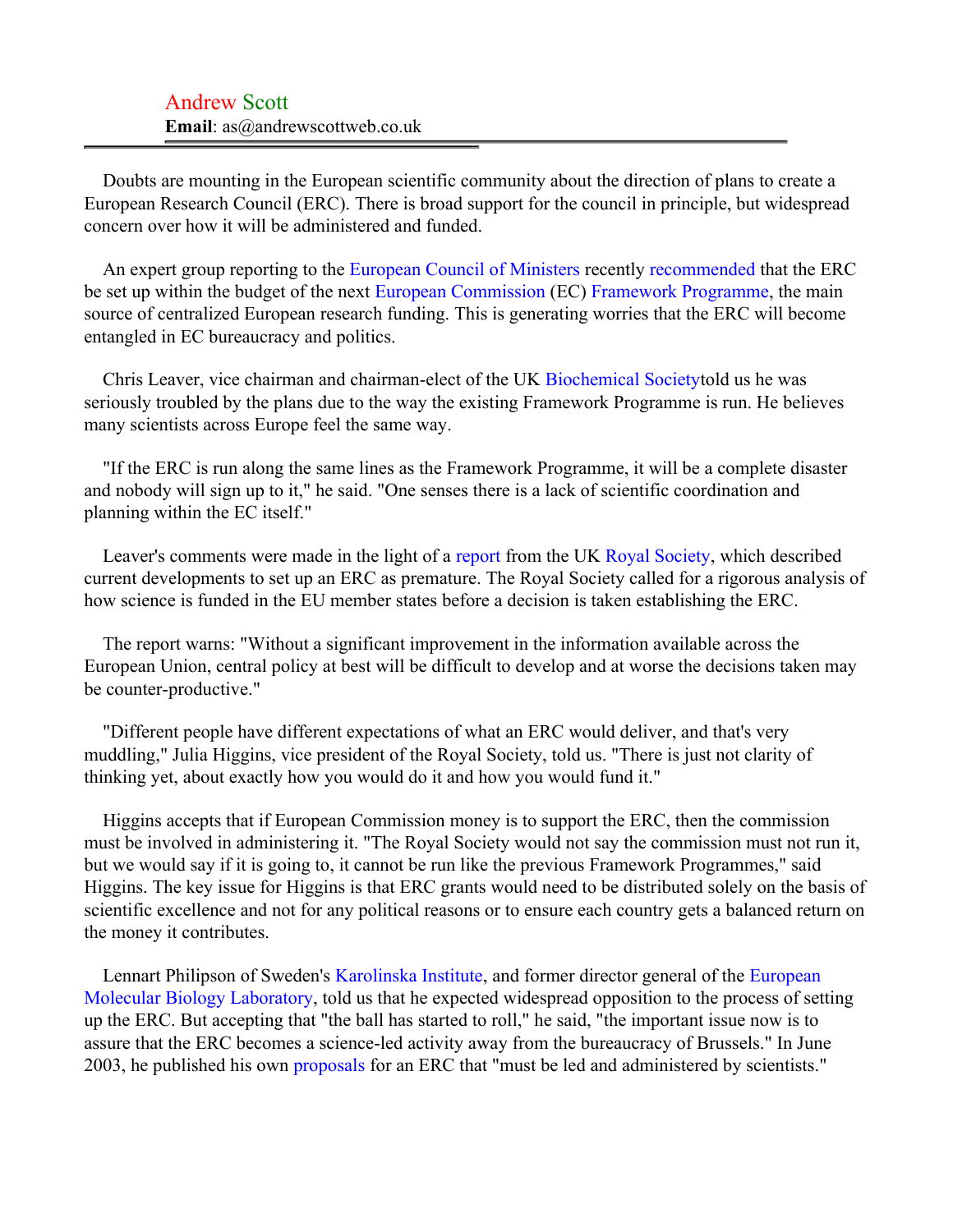Andrew Scott
**Email**: as@andrewscottweb.co.uk

---

Doubts are mounting in the European scientific community about the direction of plans to create a European Research Council (ERC). There is broad support for the council in principle, but widespread concern over how it will be administered and funded.

An expert group reporting to the European Council of Ministers recently recommended that the ERC be set up within the budget of the next European Commission (EC) Framework Programme, the main source of centralized European research funding. This is generating worries that the ERC will become entangled in EC bureaucracy and politics.

Chris Leaver, vice chairman and chairman-elect of the UK Biochemical Societytold us he was seriously troubled by the plans due to the way the existing Framework Programme is run. He believes many scientists across Europe feel the same way.

"If the ERC is run along the same lines as the Framework Programme, it will be a complete disaster and nobody will sign up to it," he said. "One senses there is a lack of scientific coordination and planning within the EC itself."

Leaver's comments were made in the light of a report from the UK Royal Society, which described current developments to set up an ERC as premature. The Royal Society called for a rigorous analysis of how science is funded in the EU member states before a decision is taken establishing the ERC.

The report warns: "Without a significant improvement in the information available across the European Union, central policy at best will be difficult to develop and at worse the decisions taken may be counter-productive."

"Different people have different expectations of what an ERC would deliver, and that's very muddling," Julia Higgins, vice president of the Royal Society, told us. "There is just not clarity of thinking yet, about exactly how you would do it and how you would fund it."

Higgins accepts that if European Commission money is to support the ERC, then the commission must be involved in administering it. "The Royal Society would not say the commission must not run it, but we would say if it is going to, it cannot be run like the previous Framework Programmes," said Higgins. The key issue for Higgins is that ERC grants would need to be distributed solely on the basis of scientific excellence and not for any political reasons or to ensure each country gets a balanced return on the money it contributes.

Lennart Philipson of Sweden's Karolinska Institute, and former director general of the European Molecular Biology Laboratory, told us that he expected widespread opposition to the process of setting up the ERC. But accepting that "the ball has started to roll," he said, "the important issue now is to assure that the ERC becomes a science-led activity away from the bureaucracy of Brussels." In June 2003, he published his own proposals for an ERC that "must be led and administered by scientists."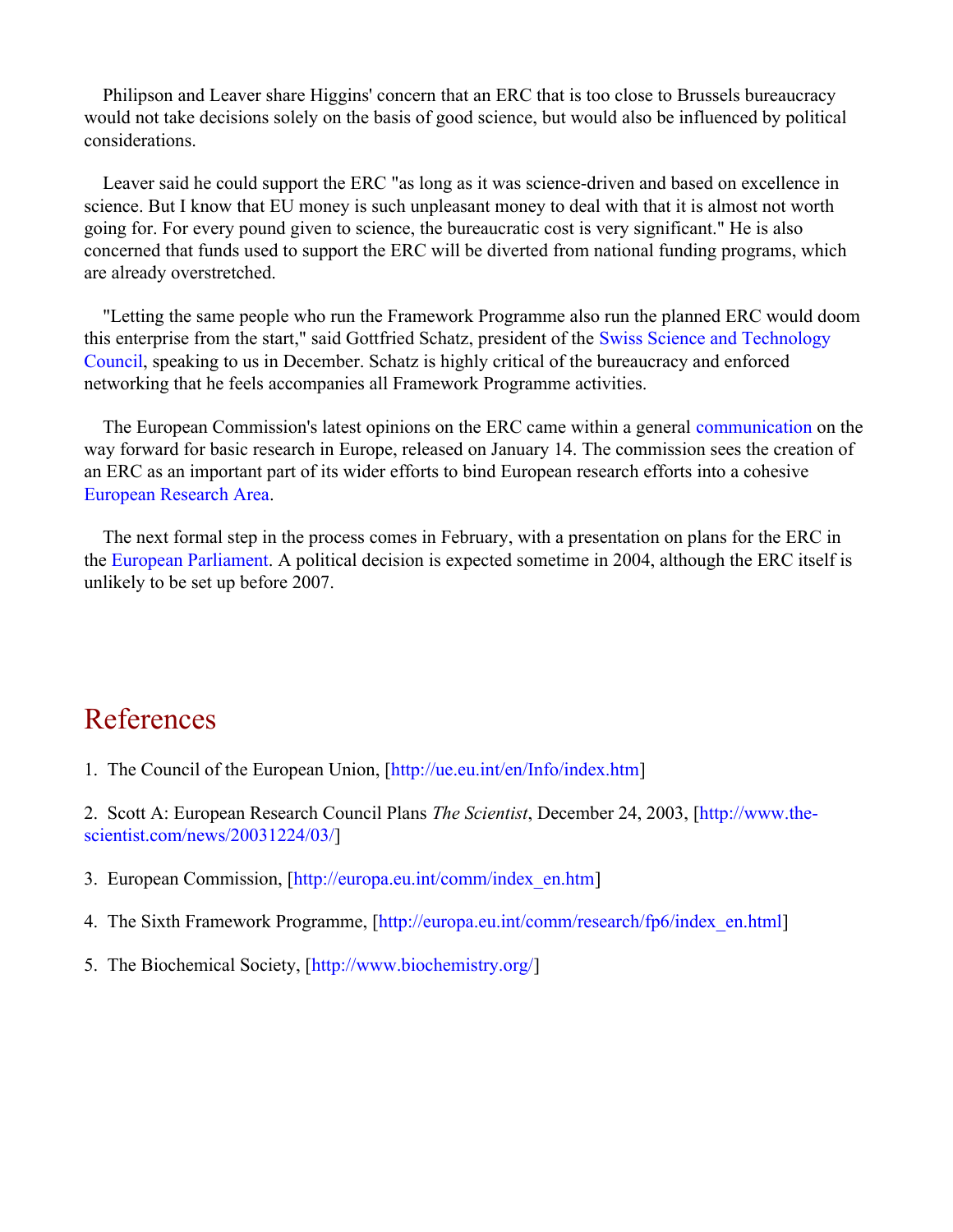Philipson and Leaver share Higgins' concern that an ERC that is too close to Brussels bureaucracy would not take decisions solely on the basis of good science, but would also be influenced by political considerations.

Leaver said he could support the ERC "as long as it was science-driven and based on excellence in science. But I know that EU money is such unpleasant money to deal with that it is almost not worth going for. For every pound given to science, the bureaucratic cost is very significant." He is also concerned that funds used to support the ERC will be diverted from national funding programs, which are already overstretched.

"Letting the same people who run the Framework Programme also run the planned ERC would doom this enterprise from the start," said Gottfried Schatz, president of the Swiss Science and Technology Council, speaking to us in December. Schatz is highly critical of the bureaucracy and enforced networking that he feels accompanies all Framework Programme activities.

The European Commission's latest opinions on the ERC came within a general communication on the way forward for basic research in Europe, released on January 14. The commission sees the creation of an ERC as an important part of its wider efforts to bind European research efforts into a cohesive European Research Area.

The next formal step in the process comes in February, with a presentation on plans for the ERC in the European Parliament. A political decision is expected sometime in 2004, although the ERC itself is unlikely to be set up before 2007.

## References

1. The Council of the European Union, [http://ue.eu.int/en/Info/index.htm]

2. Scott A: European Research Council Plans *The Scientist*, December 24, 2003, [http://www.the-scientist.com/news/20031224/03/]

3. European Commission, [http://europa.eu.int/comm/index_en.htm]

4. The Sixth Framework Programme, [http://europa.eu.int/comm/research/fp6/index_en.html]

5. The Biochemical Society, [http://www.biochemistry.org/]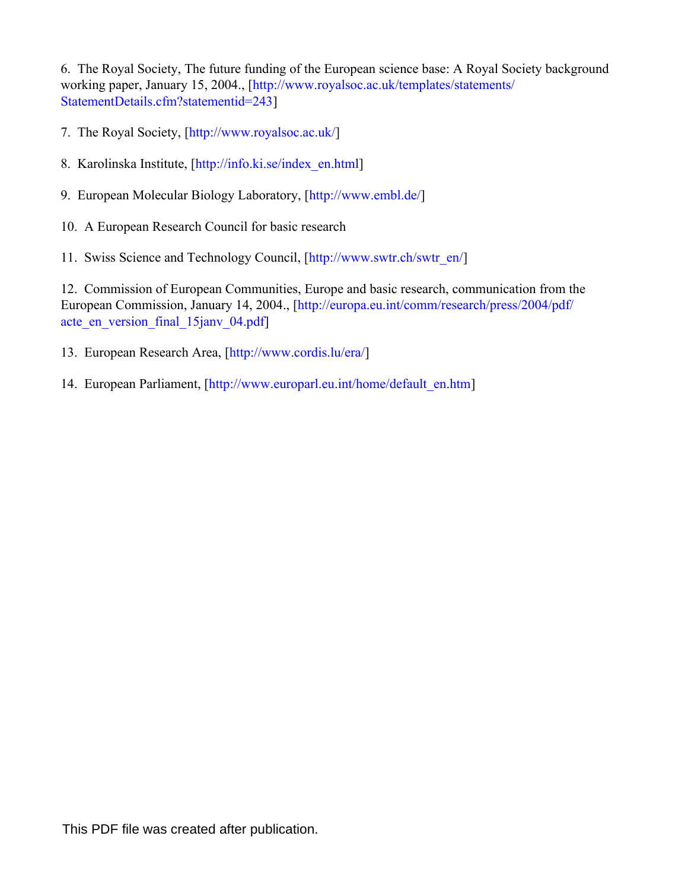6. The Royal Society, The future funding of the European science base: A Royal Society background working paper, January 15, 2004., [http://www.royalsoc.ac.uk/templates/statements/StatementDetails.cfm?statementid=243]

7. The Royal Society, [http://www.royalsoc.ac.uk/]

8. Karolinska Institute, [http://info.ki.se/index_en.html]

9. European Molecular Biology Laboratory, [http://www.embl.de/]

10. A European Research Council for basic research

11. Swiss Science and Technology Council, [http://www.swtr.ch/swtr_en/]

12. Commission of European Communities, Europe and basic research, communication from the European Commission, January 14, 2004., [http://europa.eu.int/comm/research/press/2004/pdf/acte_en_version_final_15janv_04.pdf]

13. European Research Area, [http://www.cordis.lu/era/]

14. European Parliament, [http://www.europarl.eu.int/home/default_en.htm]

This PDF file was created after publication.